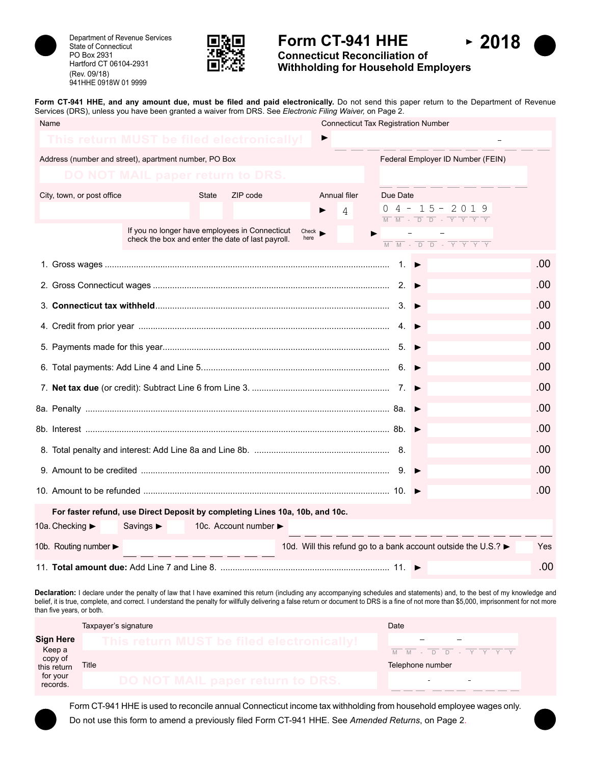Department of Revenue Services
State of Connecticut
PO Box 2931
Hartford CT 06104-2931
(Rev. 09/18)
941HHE 0918W 01 9999

# Form CT-941 HHE

## Connecticut Reconciliation of Withholding for Household Employers

**2018**

**Form CT-941 HHE, and any amount due, must be filed and paid electronically.** Do not send this paper return to the Department of Revenue Services (DRS), unless you have been granted a waiver from DRS. See *Electronic Filing Waiver,* on Page 2.

Name: This return MUST be filed electronically!

Connecticut Tax Registration Number

Address (number and street), apartment number, PO Box: DO NOT MAIL paper return to DRS.

Federal Employer ID Number (FEIN)

City, town, or post office | State | ZIP code

Annual filer: 4

Due Date: 04 - 15 - 2019 (MM-DD-YYYY)

If you no longer have employees in Connecticut check the box and enter the date of last payroll. Check here ► ► (MM-DD-YYYY)

| Line | Description | Amount |
|---|---|---|
| 1. | Gross wages | .00 |
| 2. | Gross Connecticut wages | .00 |
| 3. | **Connecticut tax withheld** | .00 |
| 4. | Credit from prior year | .00 |
| 5. | Payments made for this year | .00 |
| 6. | Total payments: Add Line 4 and Line 5. | .00 |
| 7. | **Net tax due** (or credit): Subtract Line 6 from Line 3. | .00 |
| 8a. | Penalty | .00 |
| 8b. | Interest | .00 |
| 8. | Total penalty and interest: Add Line 8a and Line 8b. | .00 |
| 9. | Amount to be credited | .00 |
| 10. | Amount to be refunded | .00 |

**For faster refund, use Direct Deposit by completing Lines 10a, 10b, and 10c.**

10a. Checking ► Savings ► 10c. Account number ►

10b. Routing number ► 10d. Will this refund go to a bank account outside the U.S.? ► Yes

| Line | Description | Amount |
|---|---|---|
| 11. | **Total amount due:** Add Line 7 and Line 8. | .00 |

**Declaration:** I declare under the penalty of law that I have examined this return (including any accompanying schedules and statements) and, to the best of my knowledge and belief, it is true, complete, and correct. I understand the penalty for willfully delivering a false return or document to DRS is a fine of not more than $5,000, imprisonment for not more than five years, or both.

**Sign Here** Keep a copy of this return for your records.

Taxpayer's signature: This return MUST be filed electronically! | Date (MM-DD-YYYY)

Title: DO NOT MAIL paper return to DRS. | Telephone number

Form CT-941 HHE is used to reconcile annual Connecticut income tax withholding from household employee wages only.

Do not use this form to amend a previously filed Form CT-941 HHE. See *Amended Returns*, on Page 2.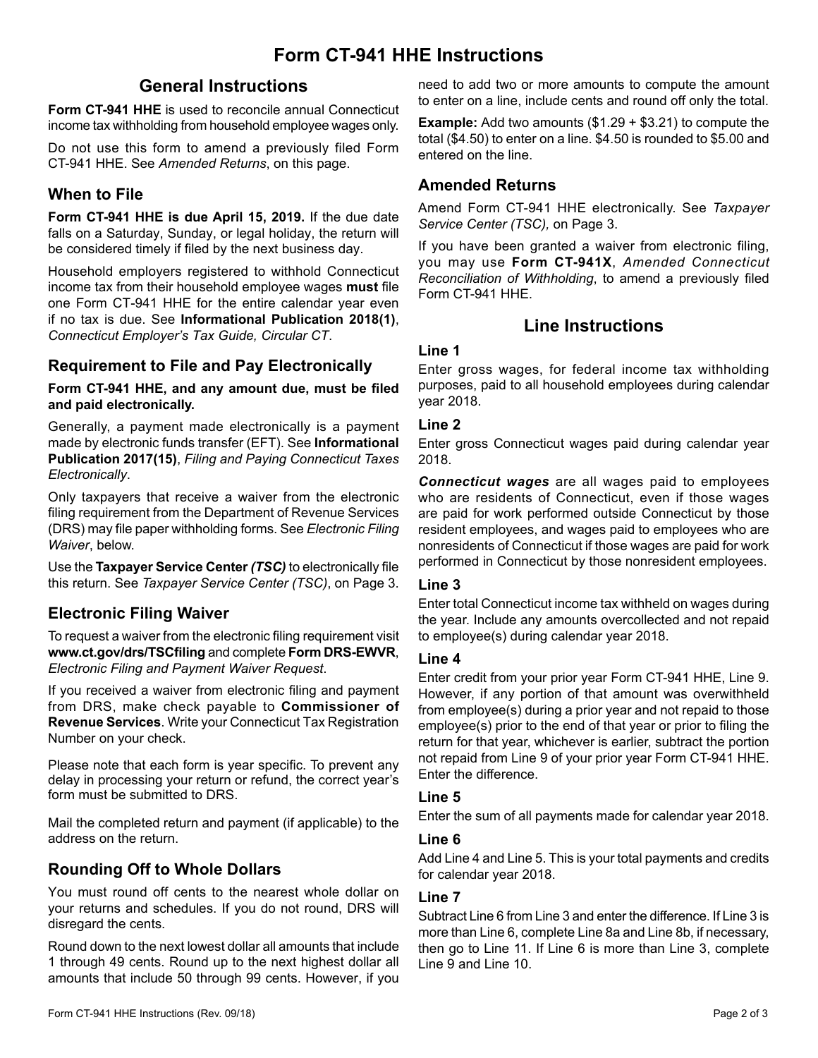# Form CT-941 HHE Instructions

## General Instructions

**Form CT-941 HHE** is used to reconcile annual Connecticut income tax withholding from household employee wages only.

Do not use this form to amend a previously filed Form CT-941 HHE. See *Amended Returns*, on this page.

### When to File

**Form CT-941 HHE is due April 15, 2019.** If the due date falls on a Saturday, Sunday, or legal holiday, the return will be considered timely if filed by the next business day.

Household employers registered to withhold Connecticut income tax from their household employee wages **must** file one Form CT-941 HHE for the entire calendar year even if no tax is due. See **Informational Publication 2018(1)**, *Connecticut Employer's Tax Guide, Circular CT*.

### Requirement to File and Pay Electronically

**Form CT-941 HHE, and any amount due, must be filed and paid electronically.**

Generally, a payment made electronically is a payment made by electronic funds transfer (EFT). See **Informational Publication 2017(15)**, *Filing and Paying Connecticut Taxes Electronically*.

Only taxpayers that receive a waiver from the electronic filing requirement from the Department of Revenue Services (DRS) may file paper withholding forms. See *Electronic Filing Waiver*, below.

Use the **Taxpayer Service Center *(TSC)*** to electronically file this return. See *Taxpayer Service Center (TSC)*, on Page 3.

### Electronic Filing Waiver

To request a waiver from the electronic filing requirement visit **www.ct.gov/drs/TSCfiling** and complete **Form DRS-EWVR**, *Electronic Filing and Payment Waiver Request*.

If you received a waiver from electronic filing and payment from DRS, make check payable to **Commissioner of Revenue Services**. Write your Connecticut Tax Registration Number on your check.

Please note that each form is year specific. To prevent any delay in processing your return or refund, the correct year's form must be submitted to DRS.

Mail the completed return and payment (if applicable) to the address on the return.

### Rounding Off to Whole Dollars

You must round off cents to the nearest whole dollar on your returns and schedules. If you do not round, DRS will disregard the cents.

Round down to the next lowest dollar all amounts that include 1 through 49 cents. Round up to the next highest dollar all amounts that include 50 through 99 cents. However, if you need to add two or more amounts to compute the amount to enter on a line, include cents and round off only the total.

**Example:** Add two amounts ($1.29 + $3.21) to compute the total ($4.50) to enter on a line. $4.50 is rounded to $5.00 and entered on the line.

### Amended Returns

Amend Form CT-941 HHE electronically. See *Taxpayer Service Center (TSC),* on Page 3.

If you have been granted a waiver from electronic filing, you may use **Form CT-941X**, *Amended Connecticut Reconciliation of Withholding*, to amend a previously filed Form CT-941 HHE.

## Line Instructions

### Line 1

Enter gross wages, for federal income tax withholding purposes, paid to all household employees during calendar year 2018.

### Line 2

Enter gross Connecticut wages paid during calendar year 2018.

***Connecticut wages*** are all wages paid to employees who are residents of Connecticut, even if those wages are paid for work performed outside Connecticut by those resident employees, and wages paid to employees who are nonresidents of Connecticut if those wages are paid for work performed in Connecticut by those nonresident employees.

### Line 3

Enter total Connecticut income tax withheld on wages during the year. Include any amounts overcollected and not repaid to employee(s) during calendar year 2018.

### Line 4

Enter credit from your prior year Form CT-941 HHE, Line 9. However, if any portion of that amount was overwithheld from employee(s) during a prior year and not repaid to those employee(s) prior to the end of that year or prior to filing the return for that year, whichever is earlier, subtract the portion not repaid from Line 9 of your prior year Form CT-941 HHE. Enter the difference.

### Line 5

Enter the sum of all payments made for calendar year 2018.

### Line 6

Add Line 4 and Line 5. This is your total payments and credits for calendar year 2018.

### Line 7

Subtract Line 6 from Line 3 and enter the difference. If Line 3 is more than Line 6, complete Line 8a and Line 8b, if necessary, then go to Line 11. If Line 6 is more than Line 3, complete Line 9 and Line 10.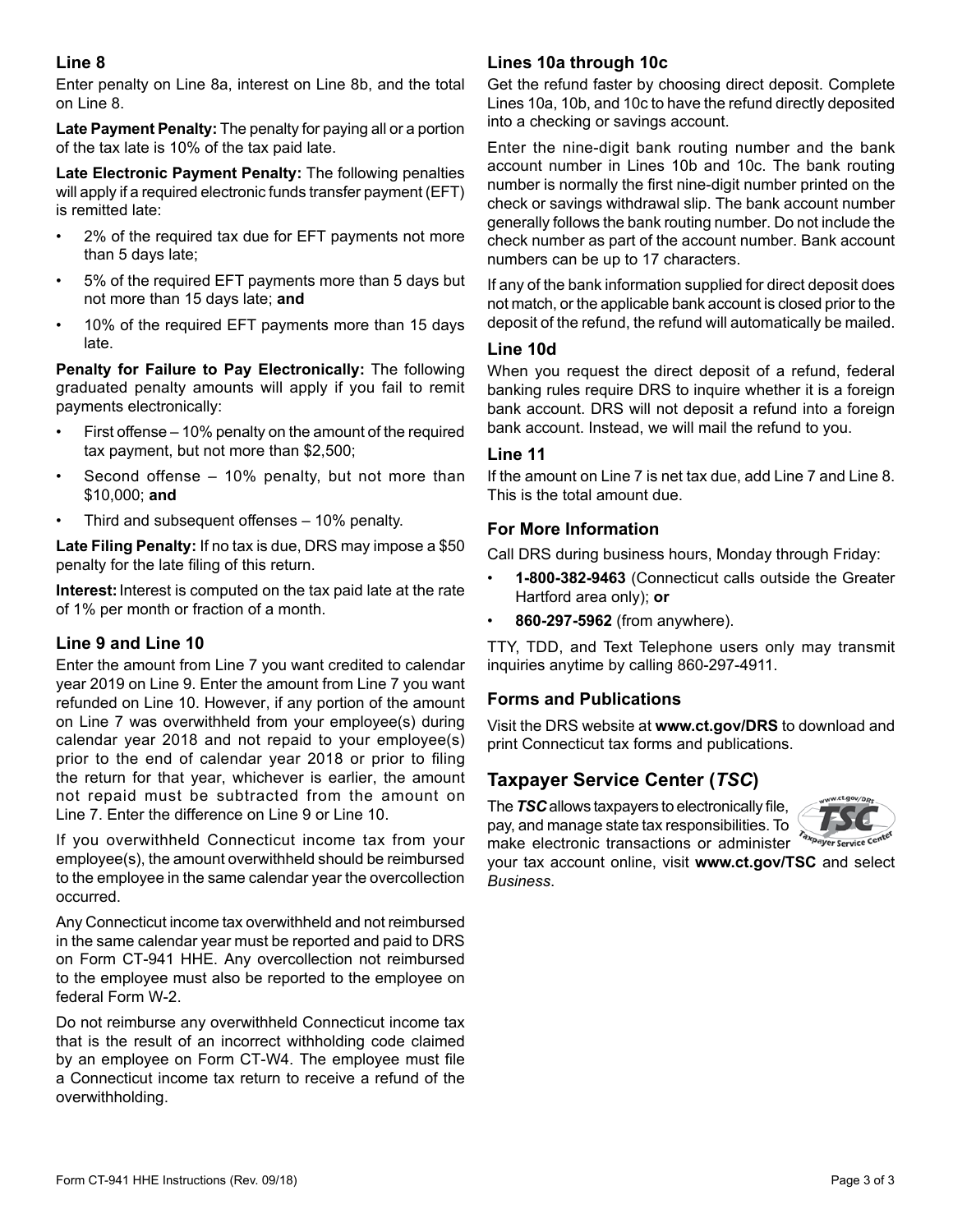## Line 8

Enter penalty on Line 8a, interest on Line 8b, and the total on Line 8.

**Late Payment Penalty:** The penalty for paying all or a portion of the tax late is 10% of the tax paid late.

**Late Electronic Payment Penalty:** The following penalties will apply if a required electronic funds transfer payment (EFT) is remitted late:

- 2% of the required tax due for EFT payments not more than 5 days late;
- 5% of the required EFT payments more than 5 days but not more than 15 days late; **and**
- 10% of the required EFT payments more than 15 days late.

**Penalty for Failure to Pay Electronically:** The following graduated penalty amounts will apply if you fail to remit payments electronically:

- First offense – 10% penalty on the amount of the required tax payment, but not more than $2,500;
- Second offense – 10% penalty, but not more than $10,000; **and**
- Third and subsequent offenses – 10% penalty.

**Late Filing Penalty:** If no tax is due, DRS may impose a $50 penalty for the late filing of this return.

**Interest:** Interest is computed on the tax paid late at the rate of 1% per month or fraction of a month.

## Line 9 and Line 10

Enter the amount from Line 7 you want credited to calendar year 2019 on Line 9. Enter the amount from Line 7 you want refunded on Line 10. However, if any portion of the amount on Line 7 was overwithheld from your employee(s) during calendar year 2018 and not repaid to your employee(s) prior to the end of calendar year 2018 or prior to filing the return for that year, whichever is earlier, the amount not repaid must be subtracted from the amount on Line 7. Enter the difference on Line 9 or Line 10.

If you overwithheld Connecticut income tax from your employee(s), the amount overwithheld should be reimbursed to the employee in the same calendar year the overcollection occurred.

Any Connecticut income tax overwithheld and not reimbursed in the same calendar year must be reported and paid to DRS on Form CT-941 HHE. Any overcollection not reimbursed to the employee must also be reported to the employee on federal Form W-2.

Do not reimburse any overwithheld Connecticut income tax that is the result of an incorrect withholding code claimed by an employee on Form CT-W4. The employee must file a Connecticut income tax return to receive a refund of the overwithholding.

## Lines 10a through 10c

Get the refund faster by choosing direct deposit. Complete Lines 10a, 10b, and 10c to have the refund directly deposited into a checking or savings account.

Enter the nine-digit bank routing number and the bank account number in Lines 10b and 10c. The bank routing number is normally the first nine-digit number printed on the check or savings withdrawal slip. The bank account number generally follows the bank routing number. Do not include the check number as part of the account number. Bank account numbers can be up to 17 characters.

If any of the bank information supplied for direct deposit does not match, or the applicable bank account is closed prior to the deposit of the refund, the refund will automatically be mailed.

## Line 10d

When you request the direct deposit of a refund, federal banking rules require DRS to inquire whether it is a foreign bank account. DRS will not deposit a refund into a foreign bank account. Instead, we will mail the refund to you.

## Line 11

If the amount on Line 7 is net tax due, add Line 7 and Line 8. This is the total amount due.

## For More Information

Call DRS during business hours, Monday through Friday:

- **1-800-382-9463** (Connecticut calls outside the Greater Hartford area only); **or**
- **860-297-5962** (from anywhere).

TTY, TDD, and Text Telephone users only may transmit inquiries anytime by calling 860-297-4911.

## Forms and Publications

Visit the DRS website at **www.ct.gov/DRS** to download and print Connecticut tax forms and publications.

## Taxpayer Service Center (*TSC*)

The ***TSC*** allows taxpayers to electronically file, pay, and manage state tax responsibilities. To make electronic transactions or administer your tax account online, visit **www.ct.gov/TSC** and select *Business*.